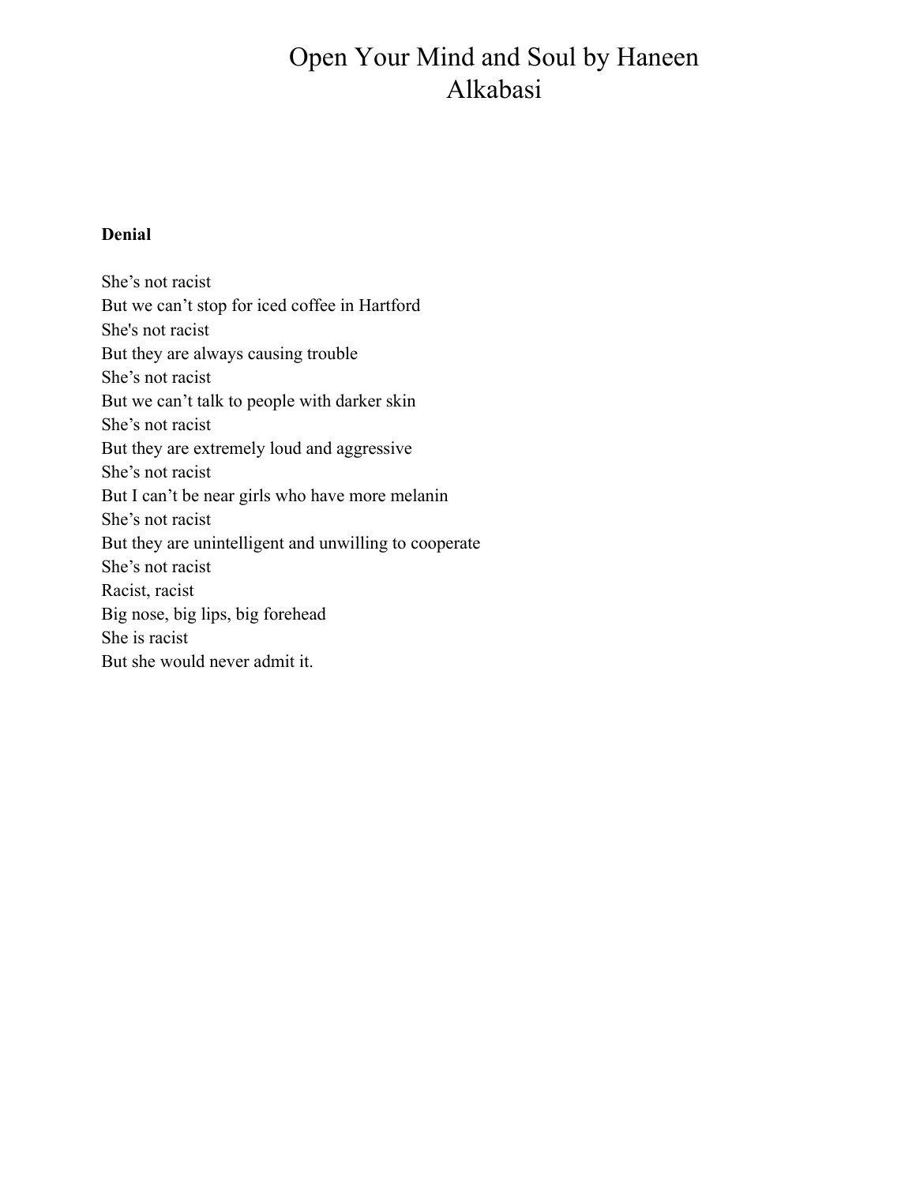# Open Your Mind and Soul by Haneen Alkabasi

**Denial**

She’s not racist  
But we can’t stop for iced coffee in Hartford  
She's not racist  
But they are always causing trouble  
She’s not racist  
But we can’t talk to people with darker skin  
She’s not racist  
But they are extremely loud and aggressive  
She’s not racist  
But I can’t be near girls who have more melanin  
She’s not racist  
But they are unintelligent and unwilling to cooperate  
She’s not racist  
Racist, racist  
Big nose, big lips, big forehead  
She is racist  
But she would never admit it.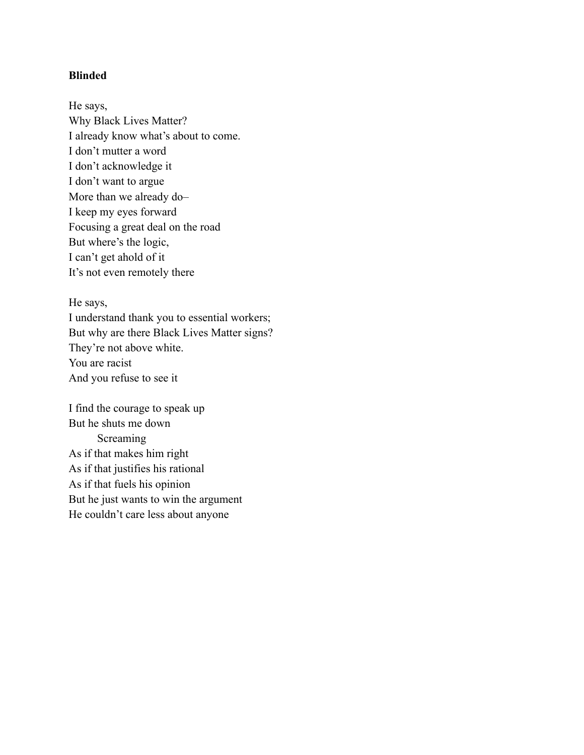**Blinded**

He says,  
Why Black Lives Matter?  
I already know what's about to come.  
I don't mutter a word  
I don't acknowledge it  
I don't want to argue  
More than we already do–  
I keep my eyes forward  
Focusing a great deal on the road  
But where's the logic,  
I can't get ahold of it  
It's not even remotely there

He says,  
I understand thank you to essential workers;  
But why are there Black Lives Matter signs?  
They're not above white.  
You are racist  
And you refuse to see it

I find the courage to speak up  
But he shuts me down  
&nbsp;&nbsp;&nbsp;&nbsp;&nbsp;&nbsp;&nbsp;&nbsp;Screaming  
As if that makes him right  
As if that justifies his rational  
As if that fuels his opinion  
But he just wants to win the argument  
He couldn't care less about anyone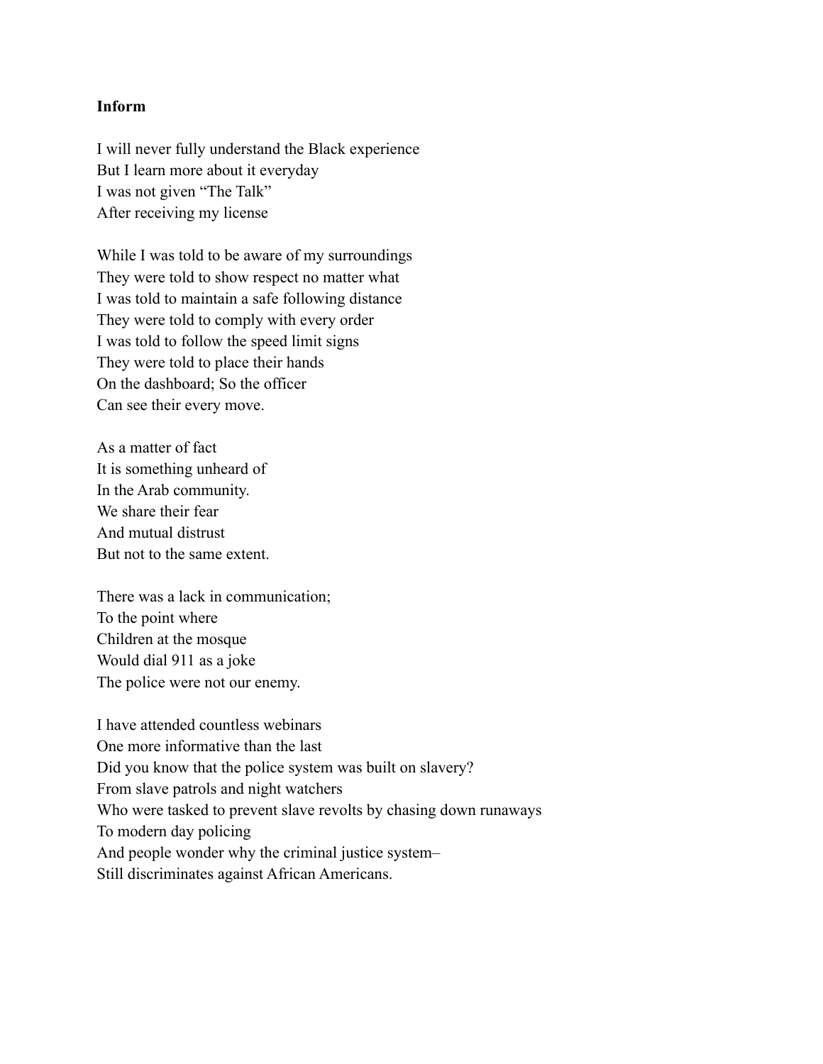**Inform**

I will never fully understand the Black experience
But I learn more about it everyday
I was not given "The Talk"
After receiving my license

While I was told to be aware of my surroundings
They were told to show respect no matter what
I was told to maintain a safe following distance
They were told to comply with every order
I was told to follow the speed limit signs
They were told to place their hands
On the dashboard; So the officer
Can see their every move.

As a matter of fact
It is something unheard of
In the Arab community.
We share their fear
And mutual distrust
But not to the same extent.

There was a lack in communication;
To the point where
Children at the mosque
Would dial 911 as a joke
The police were not our enemy.

I have attended countless webinars
One more informative than the last
Did you know that the police system was built on slavery?
From slave patrols and night watchers
Who were tasked to prevent slave revolts by chasing down runaways
To modern day policing
And people wonder why the criminal justice system–
Still discriminates against African Americans.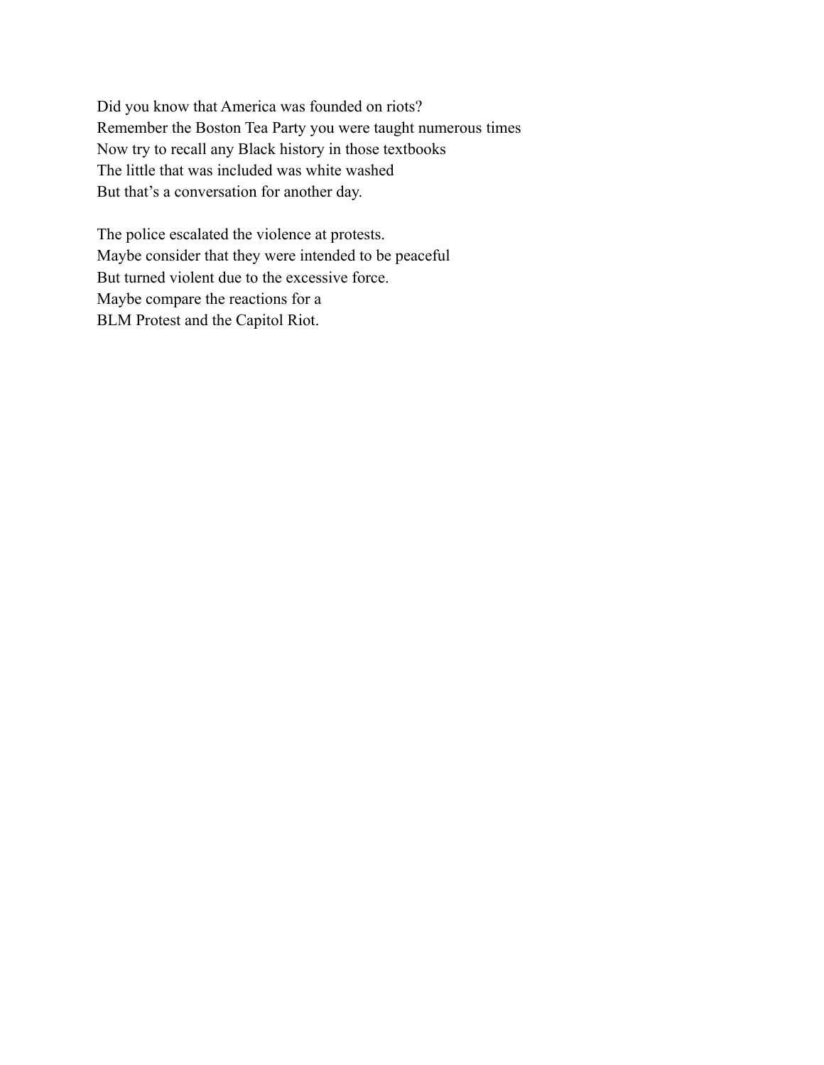Did you know that America was founded on riots?
Remember the Boston Tea Party you were taught numerous times
Now try to recall any Black history in those textbooks
The little that was included was white washed
But that's a conversation for another day.

The police escalated the violence at protests.
Maybe consider that they were intended to be peaceful
But turned violent due to the excessive force.
Maybe compare the reactions for a
BLM Protest and the Capitol Riot.